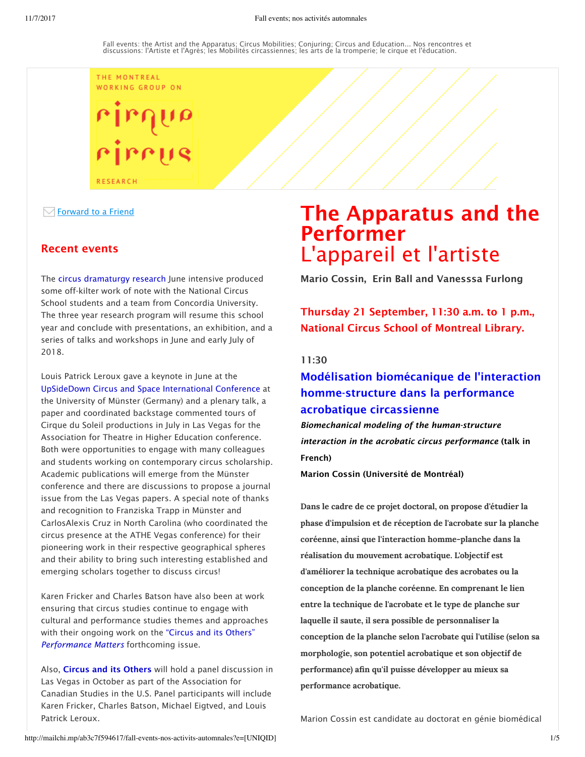Fall events: the Artist and the Apparatus; Circus Mobilities; Conjuring; Circus and Education... Nos rencontres et discussions: l'Artiste et l'Agrès; les Mobilités circassiennes; les arts de la tromperie; le cirque et l'éducation.

THE MONTREAL WORKING GROUP ON cirque circus RESEARCH

Forward to a Friend

## Recent events

The circus dramaturgy research June intensive produced some off-kilter work of note with the National Circus School students and a team from Concordia University. The three year research program will resume this school year and conclude with presentations, an exhibition, and a series of talks and workshops in June and early July of 2018.

Louis Patrick Leroux gave a keynote in June at the UpSideDown Circus and Space International Conference at the University of Münster (Germany) and a plenary talk, a paper and coordinated backstage commented tours of Cirque du Soleil productions in July in Las Vegas for the Association for Theatre in Higher Education conference. Both were opportunities to engage with many colleagues and students working on contemporary circus scholarship. Academic publications will emerge from the Münster conference and there are discussions to propose a journal issue from the Las Vegas papers. A special note of thanks and recognition to Franziska Trapp in Münster and CarlosAlexis Cruz in North Carolina (who coordinated the circus presence at the ATHE Vegas conference) for their pioneering work in their respective geographical spheres and their ability to bring such interesting established and emerging scholars together to discuss circus!

Karen Fricker and Charles Batson have also been at work ensuring that circus studies continue to engage with cultural and performance studies themes and approaches with their ongoing work on the "Circus and its Others" *Performance Matters* forthcoming issue.

Also, **Circus and its Others** will hold a panel discussion in Las Vegas in October as part of the Association for Canadian Studies in the U.S. Panel participants will include Karen Fricker, Charles Batson, Michael Eigtved, and Louis Patrick Leroux.

# The Apparatus and the Performer
# L'appareil et l'artiste

**Mario Cossin, Erin Ball and Vanesssa Furlong**

**Thursday 21 September, 11:30 a.m. to 1 p.m., National Circus School of Montreal Library.**

**11:30**

### Modélisation biomécanique de l'interaction homme-structure dans la performance acrobatique circassienne

***Biomechanical modeling of the human-structure interaction in the acrobatic circus performance*** **(talk in French)**

**Marion Cossin (Université de Montréal)**

**Dans le cadre de ce projet doctoral, on propose d'étudier la phase d'impulsion et de réception de l'acrobate sur la planche coréenne, ainsi que l'interaction homme-planche dans la réalisation du mouvement acrobatique. L'objectif est d'améliorer la technique acrobatique des acrobates ou la conception de la planche coréenne. En comprenant le lien entre la technique de l'acrobate et le type de planche sur laquelle il saute, il sera possible de personnaliser la conception de la planche selon l'acrobate qui l'utilise (selon sa morphologie, son potentiel acrobatique et son objectif de performance) afin qu'il puisse développer au mieux sa performance acrobatique.**

Marion Cossin est candidate au doctorat en génie biomédical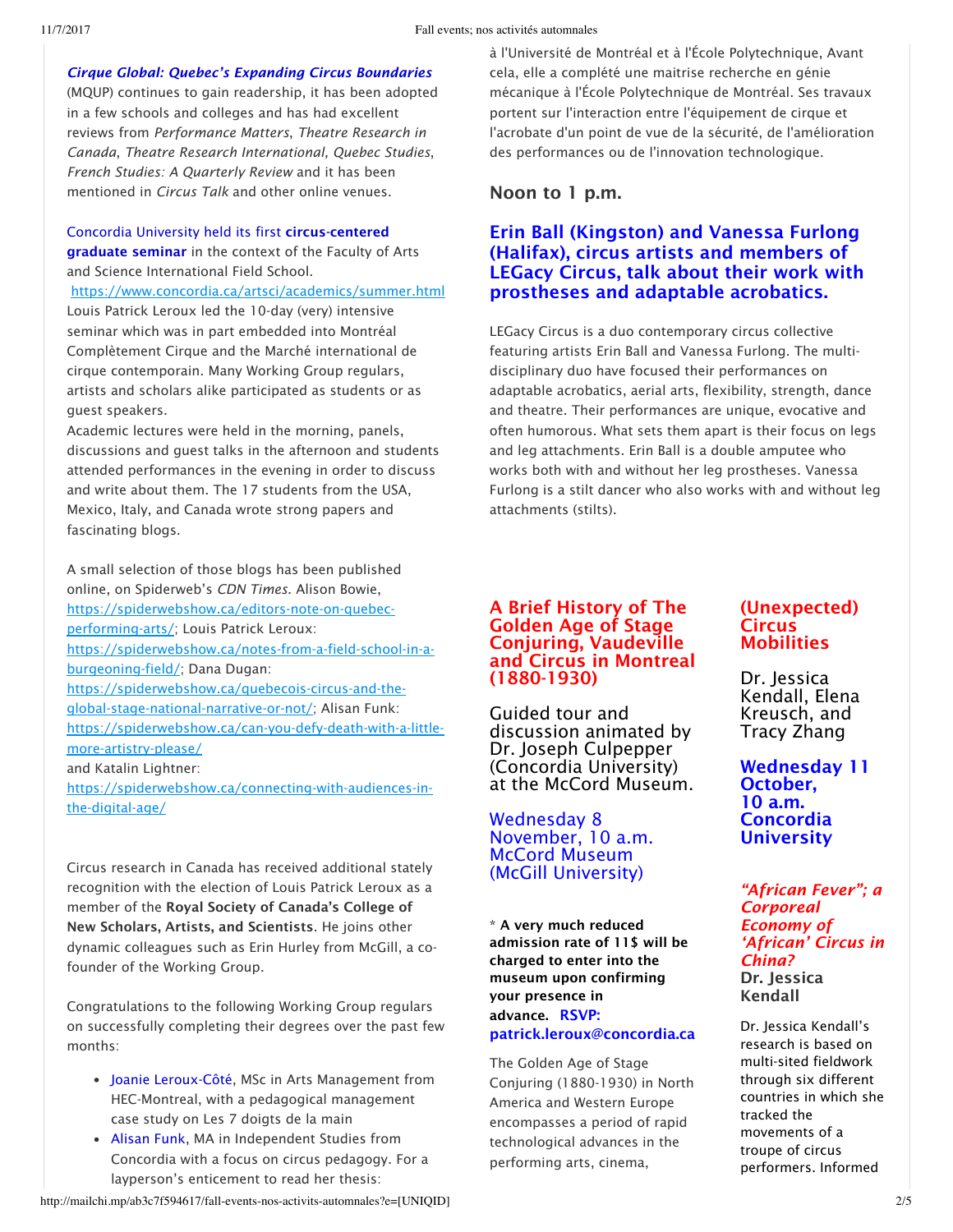***Cirque Global: Quebec's Expanding Circus Boundaries*** (MQUP) continues to gain readership, it has been adopted in a few schools and colleges and has had excellent reviews from *Performance Matters*, *Theatre Research in Canada*, *Theatre Research International*, *Quebec Studies*, *French Studies: A Quarterly Review* and it has been mentioned in *Circus Talk* and other online venues.

Concordia University held its first **circus-centered graduate seminar** in the context of the Faculty of Arts and Science International Field School.
https://www.concordia.ca/artsci/academics/summer.html
Louis Patrick Leroux led the 10-day (very) intensive seminar which was in part embedded into Montréal Complètement Cirque and the Marché international de cirque contemporain. Many Working Group regulars, artists and scholars alike participated as students or as guest speakers.
Academic lectures were held in the morning, panels, discussions and guest talks in the afternoon and students attended performances in the evening in order to discuss and write about them. The 17 students from the USA, Mexico, Italy, and Canada wrote strong papers and fascinating blogs.

A small selection of those blogs has been published online, on Spiderweb's *CDN Times*. Alison Bowie, https://spiderwebshow.ca/editors-note-on-quebec-performing-arts/; Louis Patrick Leroux: https://spiderwebshow.ca/notes-from-a-field-school-in-a-burgeoning-field/; Dana Dugan: https://spiderwebshow.ca/quebecois-circus-and-the-global-stage-national-narrative-or-not/; Alisan Funk: https://spiderwebshow.ca/can-you-defy-death-with-a-little-more-artistry-please/
and Katalin Lightner: https://spiderwebshow.ca/connecting-with-audiences-in-the-digital-age/

Circus research in Canada has received additional stately recognition with the election of Louis Patrick Leroux as a member of the **Royal Society of Canada's College of New Scholars, Artists, and Scientists**. He joins other dynamic colleagues such as Erin Hurley from McGill, a co-founder of the Working Group.

Congratulations to the following Working Group regulars on successfully completing their degrees over the past few months:

- Joanie Leroux-Côté, MSc in Arts Management from HEC-Montreal, with a pedagogical management case study on Les 7 doigts de la main
- Alisan Funk, MA in Independent Studies from Concordia with a focus on circus pedagogy. For a layperson's enticement to read her thesis:

à l'Université de Montréal et à l'École Polytechnique, Avant cela, elle a complété une maitrise recherche en génie mécanique à l'École Polytechnique de Montréal. Ses travaux portent sur l'interaction entre l'équipement de cirque et l'acrobate d'un point de vue de la sécurité, de l'amélioration des performances ou de l'innovation technologique.

### Noon to 1 p.m.

## Erin Ball (Kingston) and Vanessa Furlong (Halifax), circus artists and members of LEGacy Circus, talk about their work with prostheses and adaptable acrobatics.

LEGacy Circus is a duo contemporary circus collective featuring artists Erin Ball and Vanessa Furlong. The multi-disciplinary duo have focused their performances on adaptable acrobatics, aerial arts, flexibility, strength, dance and theatre. Their performances are unique, evocative and often humorous. What sets them apart is their focus on legs and leg attachments. Erin Ball is a double amputee who works both with and without her leg prostheses. Vanessa Furlong is a stilt dancer who also works with and without leg attachments (stilts).

## A Brief History of The Golden Age of Stage Conjuring, Vaudeville and Circus in Montreal (1880-1930)

Guided tour and discussion animated by Dr. Joseph Culpepper (Concordia University) at the McCord Museum.

Wednesday 8 November, 10 a.m.
McCord Museum (McGill University)

**\* A very much reduced admission rate of 11$ will be charged to enter into the museum upon confirming your presence in advance. RSVP: patrick.leroux@concordia.ca**

The Golden Age of Stage Conjuring (1880-1930) in North America and Western Europe encompasses a period of rapid technological advances in the performing arts, cinema,

## (Unexpected) Circus Mobilities

Dr. Jessica Kendall, Elena Kreusch, and Tracy Zhang

**Wednesday 11 October, 10 a.m. Concordia University**

***"African Fever"; a Corporeal Economy of 'African' Circus in China?***
**Dr. Jessica Kendall**

Dr. Jessica Kendall's research is based on multi-sited fieldwork through six different countries in which she tracked the movements of a troupe of circus performers. Informed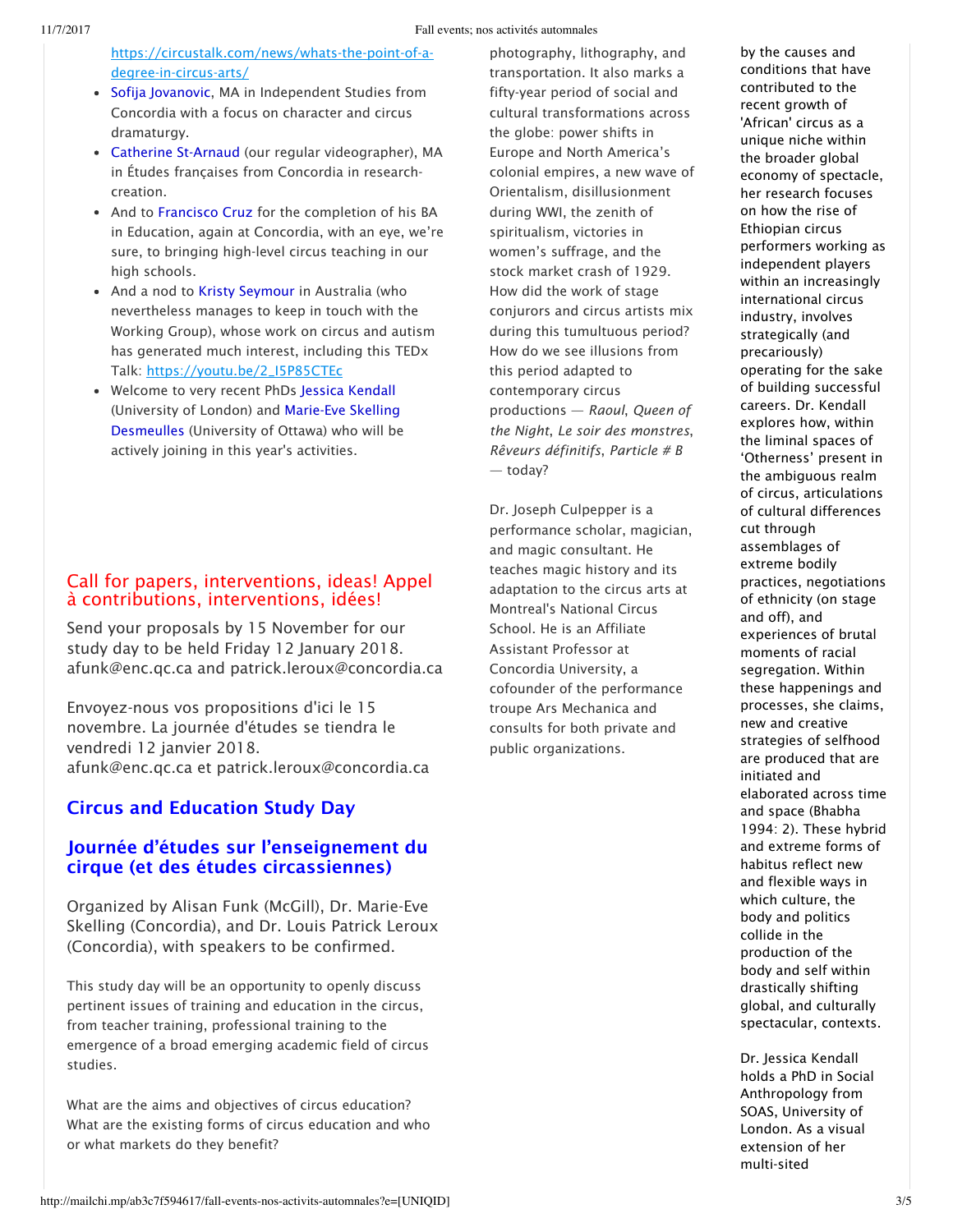https://circustalk.com/news/whats-the-point-of-a-degree-in-circus-arts/

- Sofija Jovanovic, MA in Independent Studies from Concordia with a focus on character and circus dramaturgy.
- Catherine St-Arnaud (our regular videographer), MA in Études françaises from Concordia in research-creation.
- And to Francisco Cruz for the completion of his BA in Education, again at Concordia, with an eye, we're sure, to bringing high-level circus teaching in our high schools.
- And a nod to Kristy Seymour in Australia (who nevertheless manages to keep in touch with the Working Group), whose work on circus and autism has generated much interest, including this TEDx Talk: https://youtu.be/2_I5P85CTEc
- Welcome to very recent PhDs Jessica Kendall (University of London) and Marie-Eve Skelling Desmeulles (University of Ottawa) who will be actively joining in this year's activities.

## Call for papers, interventions, ideas! Appel à contributions, interventions, idées!

Send your proposals by 15 November for our study day to be held Friday 12 January 2018. afunk@enc.qc.ca and patrick.leroux@concordia.ca

Envoyez-nous vos propositions d'ici le 15 novembre. La journée d'études se tiendra le vendredi 12 janvier 2018. afunk@enc.qc.ca et patrick.leroux@concordia.ca

### Circus and Education Study Day

### Journée d'études sur l'enseignement du cirque (et des études circassiennes)

Organized by Alisan Funk (McGill), Dr. Marie-Eve Skelling (Concordia), and Dr. Louis Patrick Leroux (Concordia), with speakers to be confirmed.

This study day will be an opportunity to openly discuss pertinent issues of training and education in the circus, from teacher training, professional training to the emergence of a broad emerging academic field of circus studies.

What are the aims and objectives of circus education? What are the existing forms of circus education and who or what markets do they benefit?

photography, lithography, and transportation. It also marks a fifty-year period of social and cultural transformations across the globe: power shifts in Europe and North America's colonial empires, a new wave of Orientalism, disillusionment during WWI, the zenith of spiritualism, victories in women's suffrage, and the stock market crash of 1929. How did the work of stage conjurors and circus artists mix during this tumultuous period? How do we see illusions from this period adapted to contemporary circus productions — *Raoul*, *Queen of the Night*, *Le soir des monstres*, *Rêveurs définitifs*, *Particle # B* — today?

Dr. Joseph Culpepper is a performance scholar, magician, and magic consultant. He teaches magic history and its adaptation to the circus arts at Montreal's National Circus School. He is an Affiliate Assistant Professor at Concordia University, a cofounder of the performance troupe Ars Mechanica and consults for both private and public organizations.

by the causes and conditions that have contributed to the recent growth of 'African' circus as a unique niche within the broader global economy of spectacle, her research focuses on how the rise of Ethiopian circus performers working as independent players within an increasingly international circus industry, involves strategically (and precariously) operating for the sake of building successful careers. Dr. Kendall explores how, within the liminal spaces of 'Otherness' present in the ambiguous realm of circus, articulations of cultural differences cut through assemblages of extreme bodily practices, negotiations of ethnicity (on stage and off), and experiences of brutal moments of racial segregation. Within these happenings and processes, she claims, new and creative strategies of selfhood are produced that are initiated and elaborated across time and space (Bhabha 1994: 2). These hybrid and extreme forms of habitus reflect new and flexible ways in which culture, the body and politics collide in the production of the body and self within drastically shifting global, and culturally spectacular, contexts.

Dr. Jessica Kendall holds a PhD in Social Anthropology from SOAS, University of London. As a visual extension of her multi-sited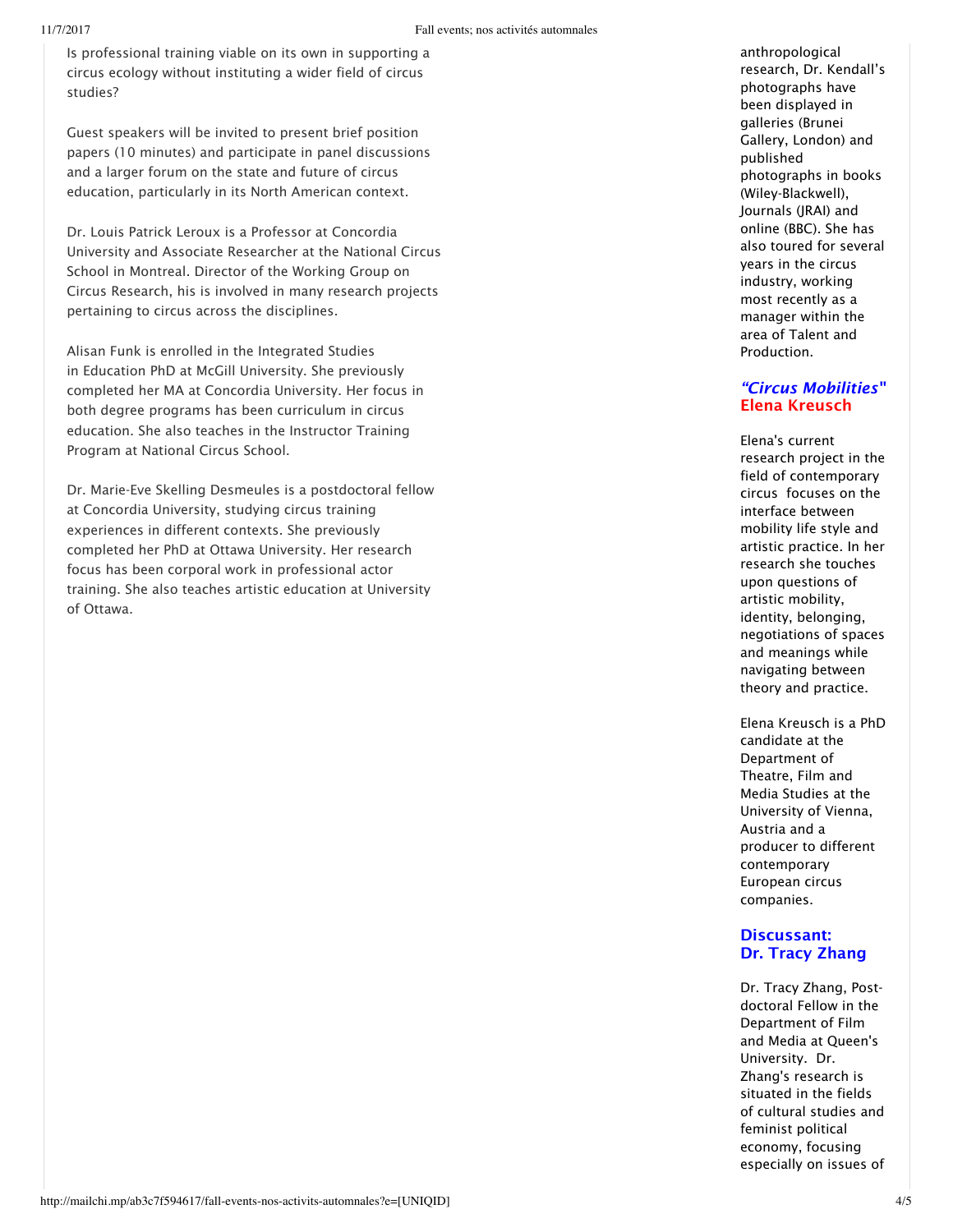Is professional training viable on its own in supporting a circus ecology without instituting a wider field of circus studies?

Guest speakers will be invited to present brief position papers (10 minutes) and participate in panel discussions and a larger forum on the state and future of circus education, particularly in its North American context.

Dr. Louis Patrick Leroux is a Professor at Concordia University and Associate Researcher at the National Circus School in Montreal. Director of the Working Group on Circus Research, his is involved in many research projects pertaining to circus across the disciplines.

Alisan Funk is enrolled in the Integrated Studies in Education PhD at McGill University. She previously completed her MA at Concordia University. Her focus in both degree programs has been curriculum in circus education. She also teaches in the Instructor Training Program at National Circus School.

Dr. Marie-Eve Skelling Desmeules is a postdoctoral fellow at Concordia University, studying circus training experiences in different contexts. She previously completed her PhD at Ottawa University. Her research focus has been corporal work in professional actor training. She also teaches artistic education at University of Ottawa.

anthropological research, Dr. Kendall's photographs have been displayed in galleries (Brunei Gallery, London) and published photographs in books (Wiley-Blackwell), Journals (JRAI) and online (BBC). She has also toured for several years in the circus industry, working most recently as a manager within the area of Talent and Production.

### *"Circus Mobilities"* Elena Kreusch

Elena's current research project in the field of contemporary circus focuses on the interface between mobility life style and artistic practice. In her research she touches upon questions of artistic mobility, identity, belonging, negotiations of spaces and meanings while navigating between theory and practice.

Elena Kreusch is a PhD candidate at the Department of Theatre, Film and Media Studies at the University of Vienna, Austria and a producer to different contemporary European circus companies.

### Discussant: Dr. Tracy Zhang

Dr. Tracy Zhang, Post-doctoral Fellow in the Department of Film and Media at Queen's University. Dr. Zhang's research is situated in the fields of cultural studies and feminist political economy, focusing especially on issues of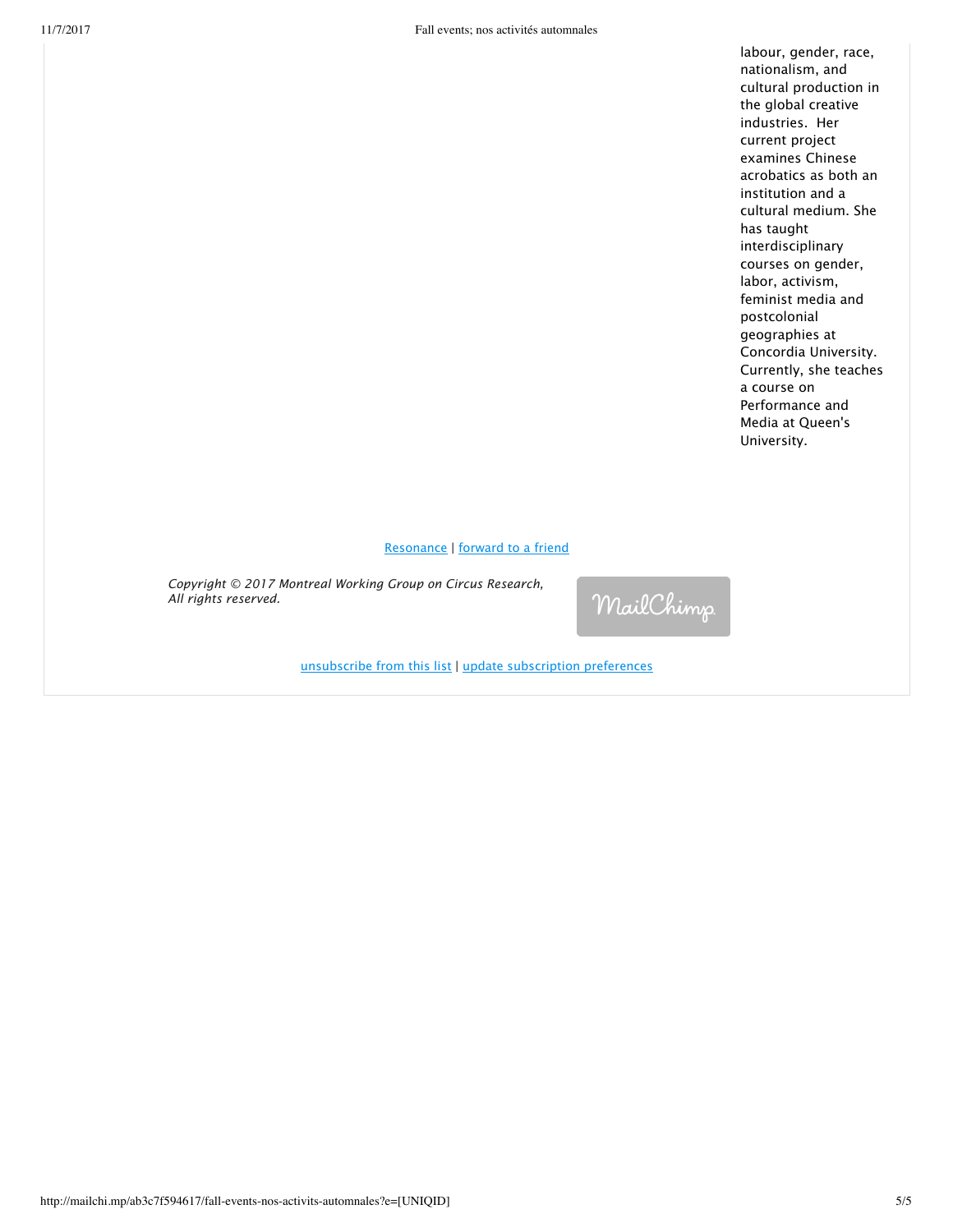labour, gender, race, nationalism, and cultural production in the global creative industries. Her current project examines Chinese acrobatics as both an institution and a cultural medium. She has taught interdisciplinary courses on gender, labor, activism, feminist media and postcolonial geographies at Concordia University. Currently, she teaches a course on Performance and Media at Queen's University.

Resonance | forward to a friend

*Copyright © 2017 Montreal Working Group on Circus Research, All rights reserved.*

MailChimp

unsubscribe from this list | update subscription preferences